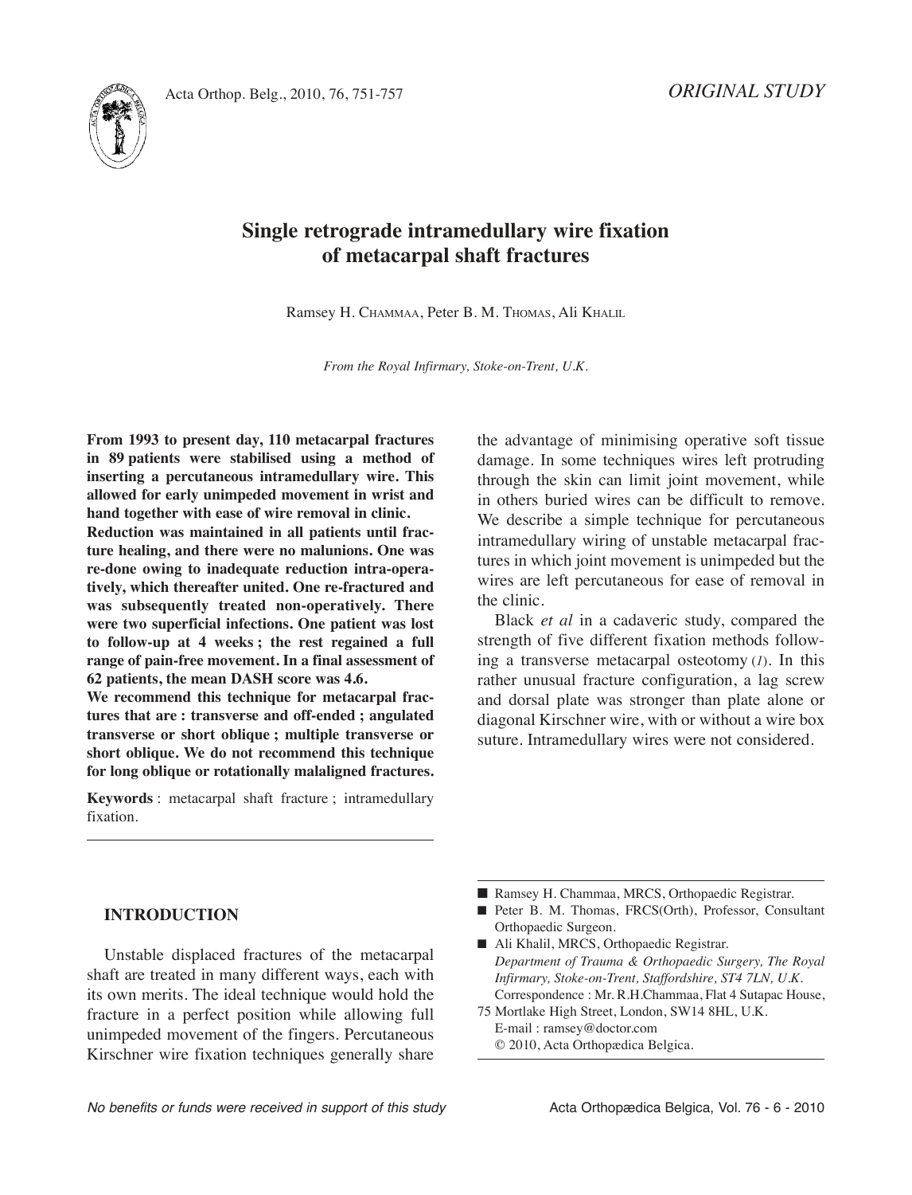ORIGINAL STUDY

# Single retrograde intramedullary wire fixation of metacarpal shaft fractures

Ramsey H. Chammaa, Peter B. M. Thomas, Ali Khalil

*From the Royal Infirmary, Stoke-on-Trent, U.K.*

**From 1993 to present day, 110 metacarpal fractures in 89 patients were stabilised using a method of inserting a percutaneous intramedullary wire. This allowed for early unimpeded movement in wrist and hand together with ease of wire removal in clinic.**

**Reduction was maintained in all patients until fracture healing, and there were no malunions. One was re-done owing to inadequate reduction intra-operatively, which thereafter united. One re-fractured and was subsequently treated non-operatively. There were two superficial infections. One patient was lost to follow-up at 4 weeks ; the rest regained a full range of pain-free movement. In a final assessment of 62 patients, the mean DASH score was 4.6.**

**We recommend this technique for metacarpal fractures that are : transverse and off-ended ; angulated transverse or short oblique ; multiple transverse or short oblique. We do not recommend this technique for long oblique or rotationally malaligned fractures.**

**Keywords** : metacarpal shaft fracture ; intramedullary fixation.

## INTRODUCTION

Unstable displaced fractures of the metacarpal shaft are treated in many different ways, each with its own merits. The ideal technique would hold the fracture in a perfect position while allowing full unimpeded movement of the fingers. Percutaneous Kirschner wire fixation techniques generally share the advantage of minimising operative soft tissue damage. In some techniques wires left protruding through the skin can limit joint movement, while in others buried wires can be difficult to remove. We describe a simple technique for percutaneous intramedullary wiring of unstable metacarpal fractures in which joint movement is unimpeded but the wires are left percutaneous for ease of removal in the clinic.

Black *et al* in a cadaveric study, compared the strength of five different fixation methods following a transverse metacarpal osteotomy (*1*). In this rather unusual fracture configuration, a lag screw and dorsal plate was stronger than plate alone or diagonal Kirschner wire, with or without a wire box suture. Intramedullary wires were not considered.

- Ramsey H. Chammaa, MRCS, Orthopaedic Registrar.
- Peter B. M. Thomas, FRCS(Orth), Professor, Consultant Orthopaedic Surgeon.
- Ali Khalil, MRCS, Orthopaedic Registrar.

*Department of Trauma & Orthopaedic Surgery, The Royal Infirmary, Stoke-on-Trent, Staffordshire, ST4 7LN, U.K.*

Correspondence : Mr. R.H.Chammaa, Flat 4 Sutapac House, 75 Mortlake High Street, London, SW14 8HL, U.K. E-mail : ramsey@doctor.com

© 2010, Acta Orthopædica Belgica.

*No benefits or funds were received in support of this study*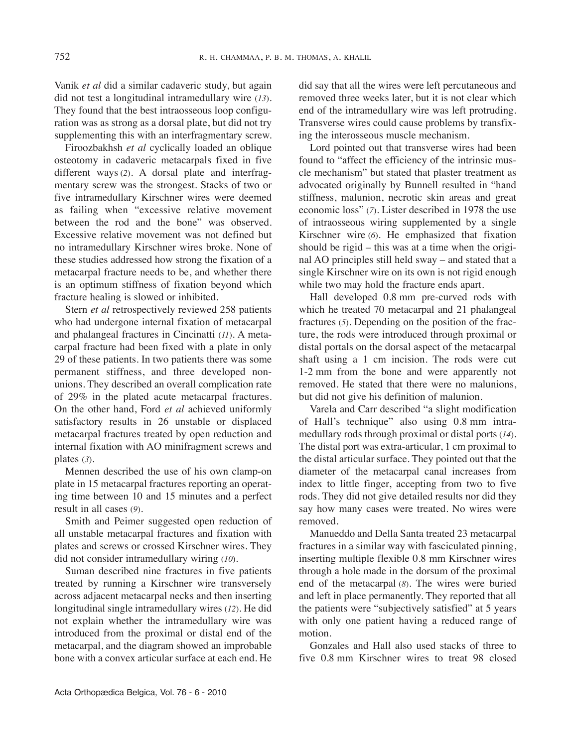Vanik *et al* did a similar cadaveric study, but again did not test a longitudinal intramedullary wire (*13*). They found that the best intraosseous loop configuration was as strong as a dorsal plate, but did not try supplementing this with an interfragmentary screw.

Firoozbakhsh *et al* cyclically loaded an oblique osteotomy in cadaveric metacarpals fixed in five different ways (*2*). A dorsal plate and interfragmentary screw was the strongest. Stacks of two or five intramedullary Kirschner wires were deemed as failing when "excessive relative movement between the rod and the bone" was observed. Excessive relative movement was not defined but no intramedullary Kirschner wires broke. None of these studies addressed how strong the fixation of a metacarpal fracture needs to be, and whether there is an optimum stiffness of fixation beyond which fracture healing is slowed or inhibited.

Stern *et al* retrospectively reviewed 258 patients who had undergone internal fixation of metacarpal and phalangeal fractures in Cincinatti (*11*). A metacarpal fracture had been fixed with a plate in only 29 of these patients. In two patients there was some permanent stiffness, and three developed nonunions. They described an overall complication rate of 29% in the plated acute metacarpal fractures. On the other hand, Ford *et al* achieved uniformly satisfactory results in 26 unstable or displaced metacarpal fractures treated by open reduction and internal fixation with AO minifragment screws and plates (*3*).

Mennen described the use of his own clamp-on plate in 15 metacarpal fractures reporting an operating time between 10 and 15 minutes and a perfect result in all cases (*9*).

Smith and Peimer suggested open reduction of all unstable metacarpal fractures and fixation with plates and screws or crossed Kirschner wires. They did not consider intramedullary wiring (*10*).

Suman described nine fractures in five patients treated by running a Kirschner wire transversely across adjacent metacarpal necks and then inserting longitudinal single intramedullary wires (*12*). He did not explain whether the intramedullary wire was introduced from the proximal or distal end of the metacarpal, and the diagram showed an improbable bone with a convex articular surface at each end. He did say that all the wires were left percutaneous and removed three weeks later, but it is not clear which end of the intramedullary wire was left protruding. Transverse wires could cause problems by transfixing the interosseous muscle mechanism.

Lord pointed out that transverse wires had been found to "affect the efficiency of the intrinsic muscle mechanism" but stated that plaster treatment as advocated originally by Bunnell resulted in "hand stiffness, malunion, necrotic skin areas and great economic loss" (*7*). Lister described in 1978 the use of intraosseous wiring supplemented by a single Kirschner wire (*6*). He emphasized that fixation should be rigid – this was at a time when the original AO principles still held sway – and stated that a single Kirschner wire on its own is not rigid enough while two may hold the fracture ends apart.

Hall developed 0.8 mm pre-curved rods with which he treated 70 metacarpal and 21 phalangeal fractures (*5*). Depending on the position of the fracture, the rods were introduced through proximal or distal portals on the dorsal aspect of the metacarpal shaft using a 1 cm incision. The rods were cut 1-2 mm from the bone and were apparently not removed. He stated that there were no malunions, but did not give his definition of malunion.

Varela and Carr described "a slight modification of Hall's technique" also using 0.8 mm intramedullary rods through proximal or distal ports (*14*). The distal port was extra-articular, 1 cm proximal to the distal articular surface. They pointed out that the diameter of the metacarpal canal increases from index to little finger, accepting from two to five rods. They did not give detailed results nor did they say how many cases were treated. No wires were removed.

Manueddo and Della Santa treated 23 metacarpal fractures in a similar way with fasciculated pinning, inserting multiple flexible 0.8 mm Kirschner wires through a hole made in the dorsum of the proximal end of the metacarpal (*8*). The wires were buried and left in place permanently. They reported that all the patients were "subjectively satisfied" at 5 years with only one patient having a reduced range of motion.

Gonzales and Hall also used stacks of three to five 0.8 mm Kirschner wires to treat 98 closed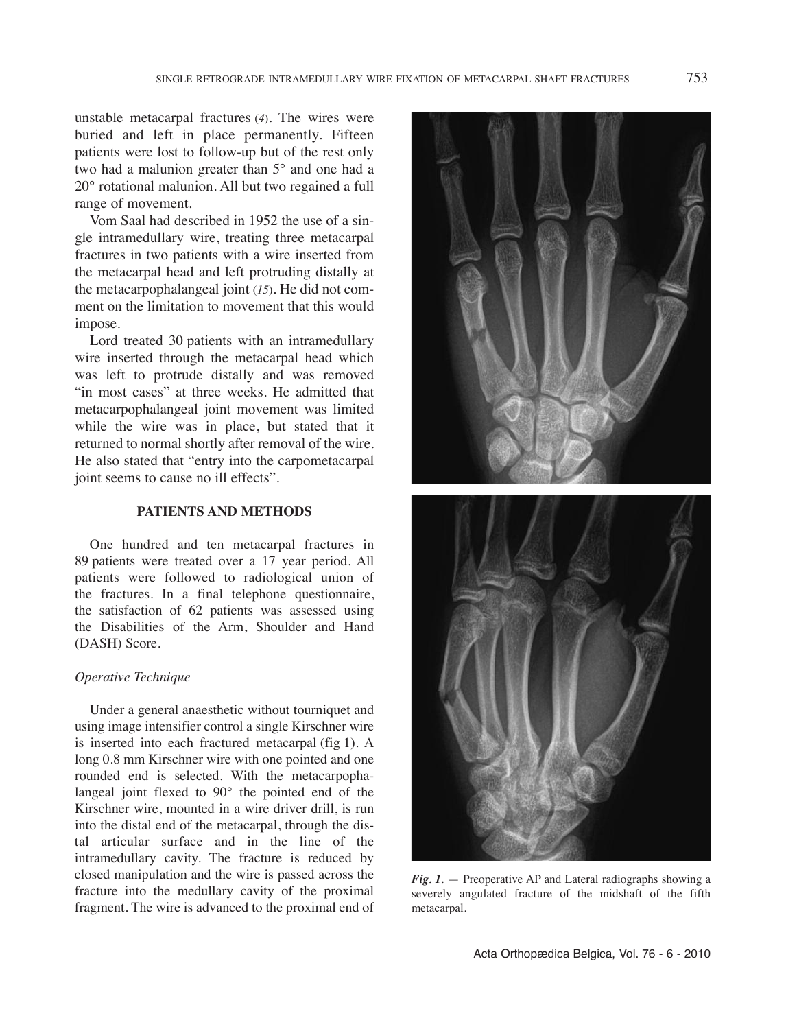unstable metacarpal fractures (*4*). The wires were buried and left in place permanently. Fifteen patients were lost to follow-up but of the rest only two had a malunion greater than 5° and one had a 20° rotational malunion. All but two regained a full range of movement.

Vom Saal had described in 1952 the use of a single intramedullary wire, treating three metacarpal fractures in two patients with a wire inserted from the metacarpal head and left protruding distally at the metacarpophalangeal joint (*15*). He did not comment on the limitation to movement that this would impose.

Lord treated 30 patients with an intramedullary wire inserted through the metacarpal head which was left to protrude distally and was removed "in most cases" at three weeks. He admitted that metacarpophalangeal joint movement was limited while the wire was in place, but stated that it returned to normal shortly after removal of the wire. He also stated that "entry into the carpometacarpal joint seems to cause no ill effects".

## PATIENTS AND METHODS

One hundred and ten metacarpal fractures in 89 patients were treated over a 17 year period. All patients were followed to radiological union of the fractures. In a final telephone questionnaire, the satisfaction of 62 patients was assessed using the Disabilities of the Arm, Shoulder and Hand (DASH) Score.

### *Operative Technique*

Under a general anaesthetic without tourniquet and using image intensifier control a single Kirschner wire is inserted into each fractured metacarpal (fig 1). A long 0.8 mm Kirschner wire with one pointed and one rounded end is selected. With the metacarpophalangeal joint flexed to 90° the pointed end of the Kirschner wire, mounted in a wire driver drill, is run into the distal end of the metacarpal, through the distal articular surface and in the line of the intramedullary cavity. The fracture is reduced by closed manipulation and the wire is passed across the fracture into the medullary cavity of the proximal fragment. The wire is advanced to the proximal end of

***Fig. 1.*** — Preoperative AP and Lateral radiographs showing a severely angulated fracture of the midshaft of the fifth metacarpal.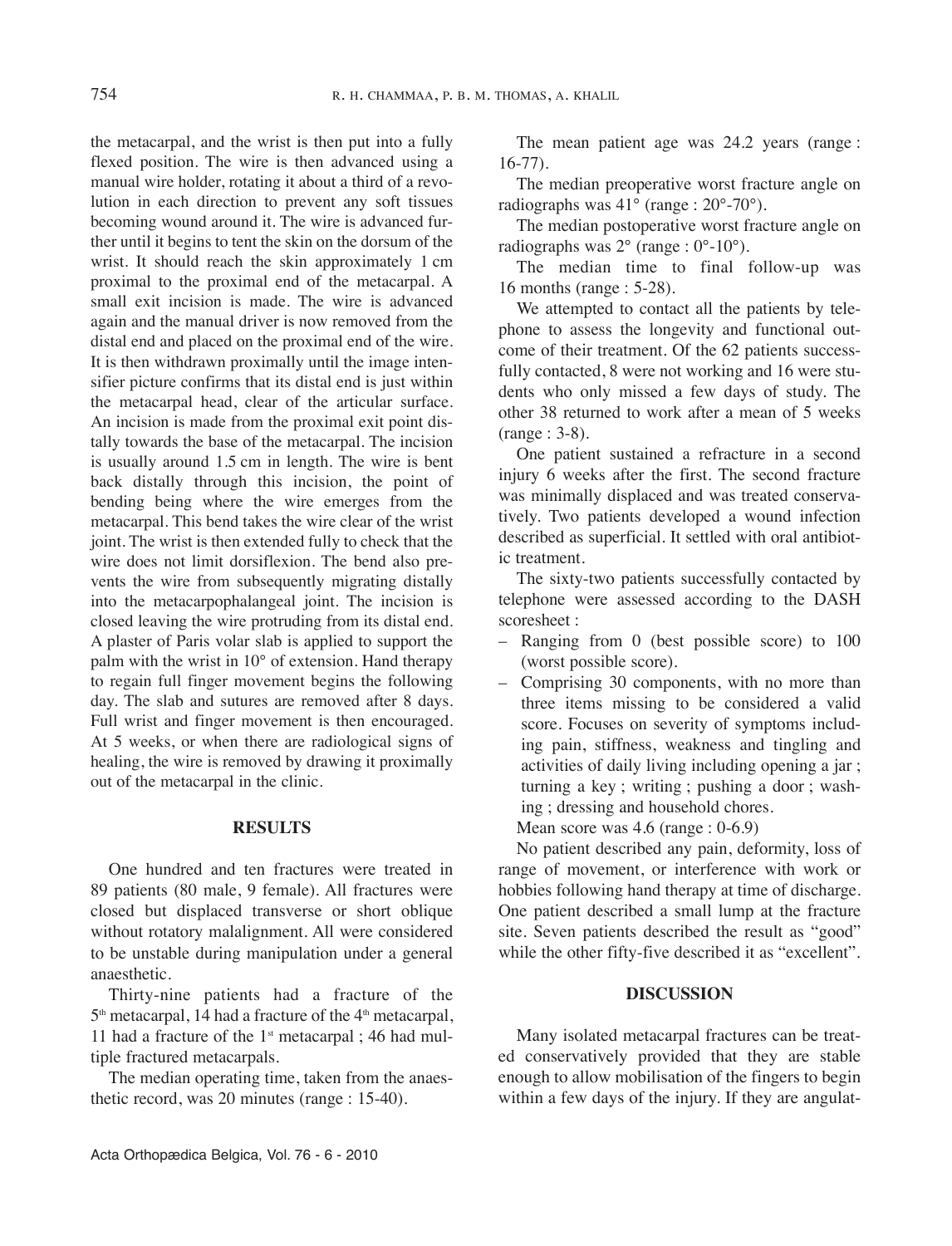the metacarpal, and the wrist is then put into a fully flexed position. The wire is then advanced using a manual wire holder, rotating it about a third of a revolution in each direction to prevent any soft tissues becoming wound around it. The wire is advanced further until it begins to tent the skin on the dorsum of the wrist. It should reach the skin approximately 1 cm proximal to the proximal end of the metacarpal. A small exit incision is made. The wire is advanced again and the manual driver is now removed from the distal end and placed on the proximal end of the wire. It is then withdrawn proximally until the image intensifier picture confirms that its distal end is just within the metacarpal head, clear of the articular surface. An incision is made from the proximal exit point distally towards the base of the metacarpal. The incision is usually around 1.5 cm in length. The wire is bent back distally through this incision, the point of bending being where the wire emerges from the metacarpal. This bend takes the wire clear of the wrist joint. The wrist is then extended fully to check that the wire does not limit dorsiflexion. The bend also prevents the wire from subsequently migrating distally into the metacarpophalangeal joint. The incision is closed leaving the wire protruding from its distal end. A plaster of Paris volar slab is applied to support the palm with the wrist in 10° of extension. Hand therapy to regain full finger movement begins the following day. The slab and sutures are removed after 8 days. Full wrist and finger movement is then encouraged. At 5 weeks, or when there are radiological signs of healing, the wire is removed by drawing it proximally out of the metacarpal in the clinic.

## RESULTS

One hundred and ten fractures were treated in 89 patients (80 male, 9 female). All fractures were closed but displaced transverse or short oblique without rotatory malalignment. All were considered to be unstable during manipulation under a general anaesthetic.

Thirty-nine patients had a fracture of the 5th metacarpal, 14 had a fracture of the 4th metacarpal, 11 had a fracture of the 1st metacarpal ; 46 had multiple fractured metacarpals.

The median operating time, taken from the anaesthetic record, was 20 minutes (range : 15-40).

The mean patient age was 24.2 years (range : 16-77).

The median preoperative worst fracture angle on radiographs was 41° (range : 20°-70°).

The median postoperative worst fracture angle on radiographs was 2° (range : 0°-10°).

The median time to final follow-up was 16 months (range : 5-28).

We attempted to contact all the patients by telephone to assess the longevity and functional outcome of their treatment. Of the 62 patients successfully contacted, 8 were not working and 16 were students who only missed a few days of study. The other 38 returned to work after a mean of 5 weeks (range : 3-8).

One patient sustained a refracture in a second injury 6 weeks after the first. The second fracture was minimally displaced and was treated conservatively. Two patients developed a wound infection described as superficial. It settled with oral antibiotic treatment.

The sixty-two patients successfully contacted by telephone were assessed according to the DASH scoresheet :

- Ranging from 0 (best possible score) to 100 (worst possible score).
- Comprising 30 components, with no more than three items missing to be considered a valid score. Focuses on severity of symptoms including pain, stiffness, weakness and tingling and activities of daily living including opening a jar ; turning a key ; writing ; pushing a door ; washing ; dressing and household chores.

Mean score was 4.6 (range : 0-6.9)

No patient described any pain, deformity, loss of range of movement, or interference with work or hobbies following hand therapy at time of discharge. One patient described a small lump at the fracture site. Seven patients described the result as "good" while the other fifty-five described it as "excellent".

## DISCUSSION

Many isolated metacarpal fractures can be treated conservatively provided that they are stable enough to allow mobilisation of the fingers to begin within a few days of the injury. If they are angulat-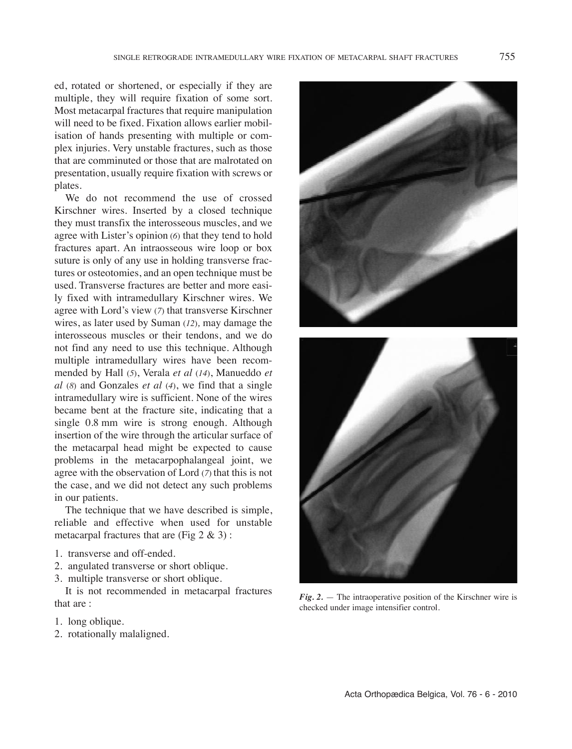ed, rotated or shortened, or especially if they are multiple, they will require fixation of some sort. Most metacarpal fractures that require manipulation will need to be fixed. Fixation allows earlier mobilisation of hands presenting with multiple or complex injuries. Very unstable fractures, such as those that are comminuted or those that are malrotated on presentation, usually require fixation with screws or plates.

We do not recommend the use of crossed Kirschner wires. Inserted by a closed technique they must transfix the interosseous muscles, and we agree with Lister's opinion (6) that they tend to hold fractures apart. An intraosseous wire loop or box suture is only of any use in holding transverse fractures or osteotomies, and an open technique must be used. Transverse fractures are better and more easily fixed with intramedullary Kirschner wires. We agree with Lord's view (7) that transverse Kirschner wires, as later used by Suman (12), may damage the interosseous muscles or their tendons, and we do not find any need to use this technique. Although multiple intramedullary wires have been recommended by Hall (5), Verala *et al* (14), Manueddo *et al* (8) and Gonzales *et al* (4), we find that a single intramedullary wire is sufficient. None of the wires became bent at the fracture site, indicating that a single 0.8 mm wire is strong enough. Although insertion of the wire through the articular surface of the metacarpal head might be expected to cause problems in the metacarpophalangeal joint, we agree with the observation of Lord (7) that this is not the case, and we did not detect any such problems in our patients.

The technique that we have described is simple, reliable and effective when used for unstable metacarpal fractures that are (Fig 2 & 3) :

1. transverse and off-ended.
2. angulated transverse or short oblique.
3. multiple transverse or short oblique.

It is not recommended in metacarpal fractures that are :

1. long oblique.
2. rotationally malaligned.

***Fig. 2.*** — The intraoperative position of the Kirschner wire is checked under image intensifier control.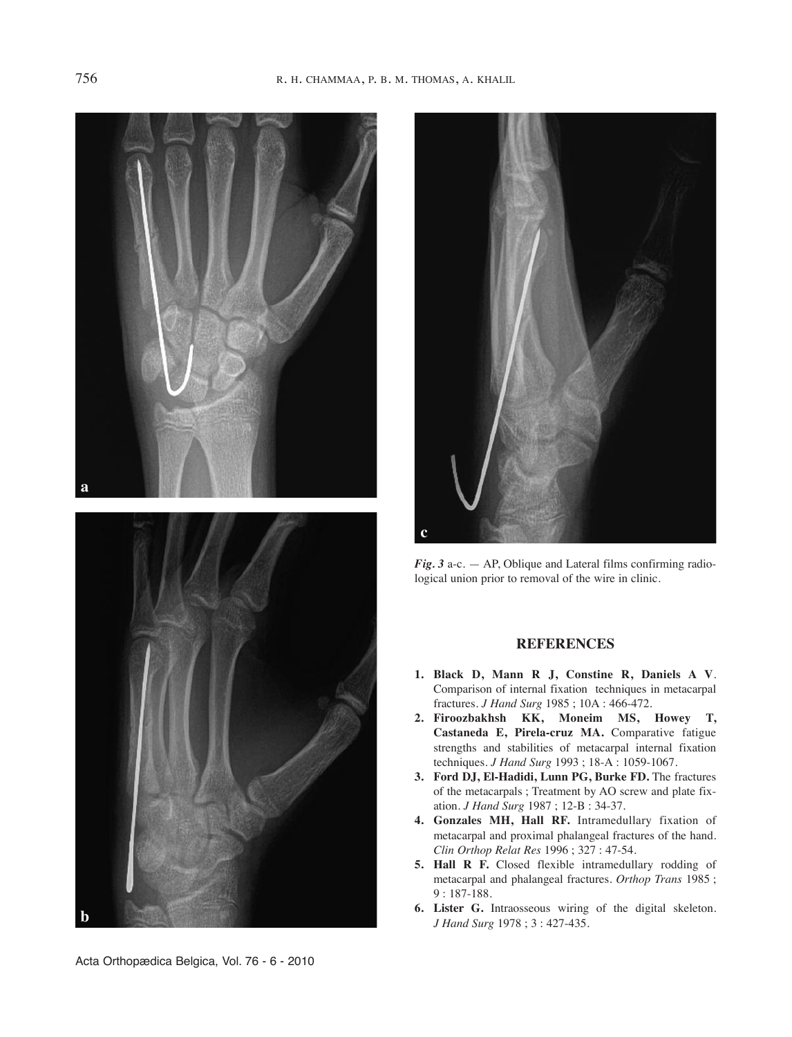*Fig. 3* a-c. — AP, Oblique and Lateral films confirming radiological union prior to removal of the wire in clinic.

## REFERENCES

1. **Black D, Mann R J, Constine R, Daniels A V**. Comparison of internal fixation techniques in metacarpal fractures. *J Hand Surg* 1985 ; 10A : 466-472.
2. **Firoozbakhsh KK, Moneim MS, Howey T, Castaneda E, Pirela-cruz MA.** Comparative fatigue strengths and stabilities of metacarpal internal fixation techniques. *J Hand Surg* 1993 ; 18-A : 1059-1067.
3. **Ford DJ, El-Hadidi, Lunn PG, Burke FD.** The fractures of the metacarpals ; Treatment by AO screw and plate fixation. *J Hand Surg* 1987 ; 12-B : 34-37.
4. **Gonzales MH, Hall RF.** Intramedullary fixation of metacarpal and proximal phalangeal fractures of the hand. *Clin Orthop Relat Res* 1996 ; 327 : 47-54.
5. **Hall R F.** Closed flexible intramedullary rodding of metacarpal and phalangeal fractures. *Orthop Trans* 1985 ; 9 : 187-188.
6. **Lister G.** Intraosseous wiring of the digital skeleton. *J Hand Surg* 1978 ; 3 : 427-435.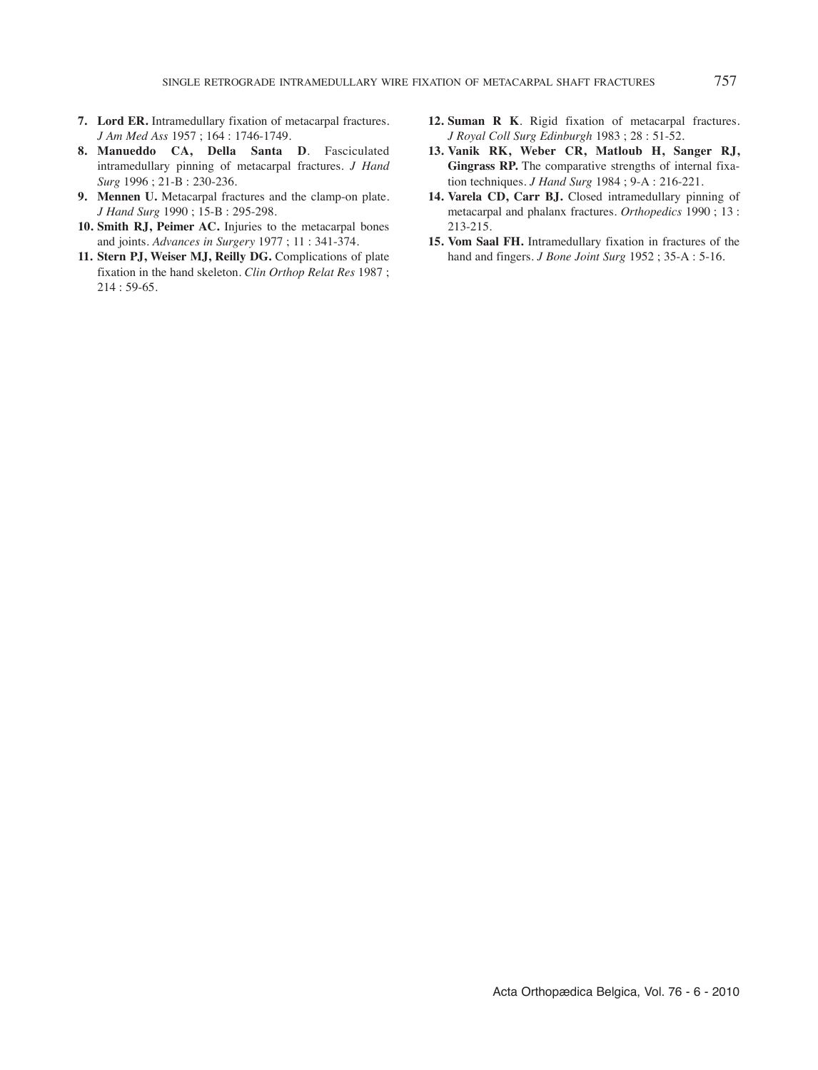7. **Lord ER.** Intramedullary fixation of metacarpal fractures. *J Am Med Ass* 1957 ; 164 : 1746-1749.
8. **Manueddo CA, Della Santa D**. Fasciculated intramedullary pinning of metacarpal fractures. *J Hand Surg* 1996 ; 21-B : 230-236.
9. **Mennen U.** Metacarpal fractures and the clamp-on plate. *J Hand Surg* 1990 ; 15-B : 295-298.
10. **Smith RJ, Peimer AC.** Injuries to the metacarpal bones and joints. *Advances in Surgery* 1977 ; 11 : 341-374.
11. **Stern PJ, Weiser MJ, Reilly DG.** Complications of plate fixation in the hand skeleton. *Clin Orthop Relat Res* 1987 ; 214 : 59-65.
12. **Suman R K**. Rigid fixation of metacarpal fractures. *J Royal Coll Surg Edinburgh* 1983 ; 28 : 51-52.
13. **Vanik RK, Weber CR, Matloub H, Sanger RJ, Gingrass RP.** The comparative strengths of internal fixation techniques. *J Hand Surg* 1984 ; 9-A : 216-221.
14. **Varela CD, Carr BJ.** Closed intramedullary pinning of metacarpal and phalanx fractures. *Orthopedics* 1990 ; 13 : 213-215.
15. **Vom Saal FH.** Intramedullary fixation in fractures of the hand and fingers. *J Bone Joint Surg* 1952 ; 35-A : 5-16.